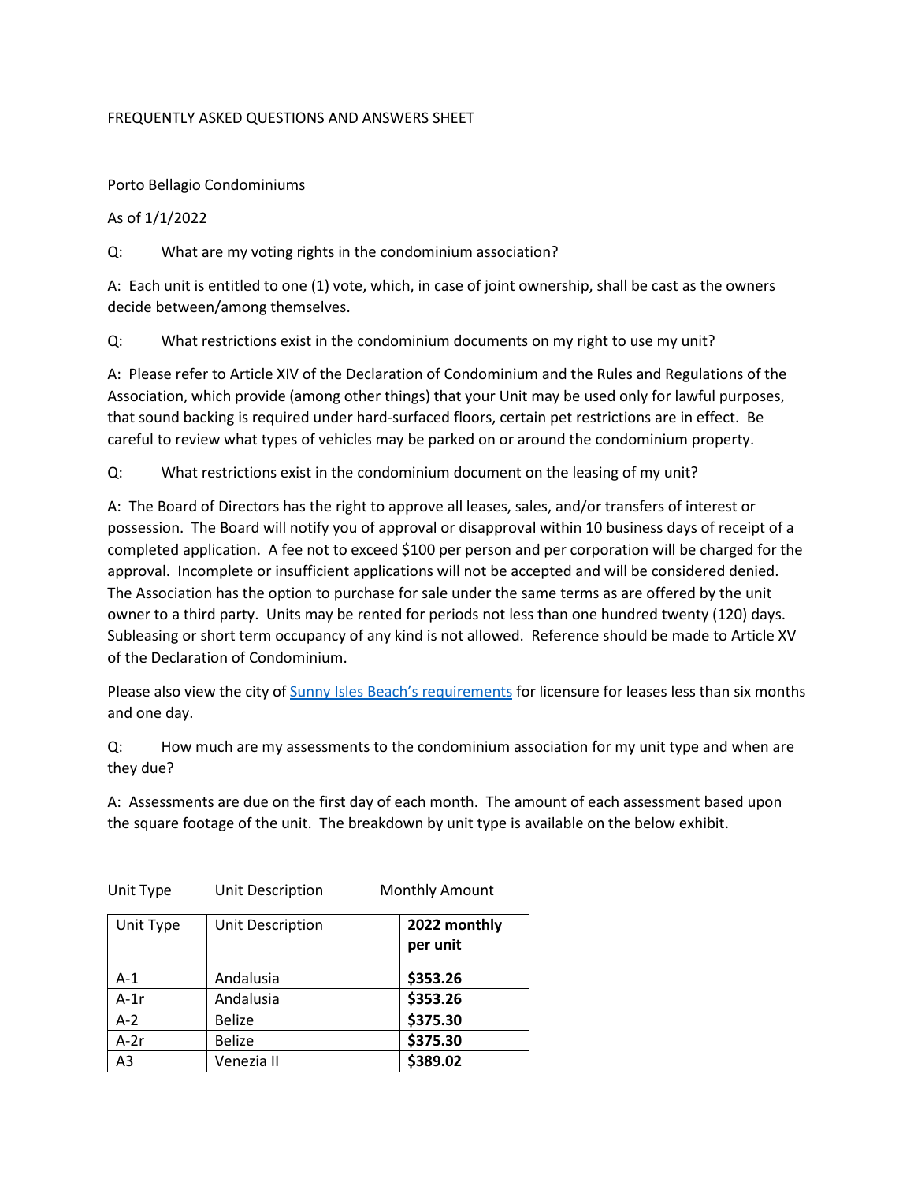FREQUENTLY ASKED QUESTIONS AND ANSWERS SHEET

Porto Bellagio Condominiums

As of 1/1/2022

Q: What are my voting rights in the condominium association?

A: Each unit is entitled to one (1) vote, which, in case of joint ownership, shall be cast as the owners decide between/among themselves.

Q: What restrictions exist in the condominium documents on my right to use my unit?

A: Please refer to Article XIV of the Declaration of Condominium and the Rules and Regulations of the Association, which provide (among other things) that your Unit may be used only for lawful purposes, that sound backing is required under hard-surfaced floors, certain pet restrictions are in effect. Be careful to review what types of vehicles may be parked on or around the condominium property.

Q: What restrictions exist in the condominium document on the leasing of my unit?

A: The Board of Directors has the right to approve all leases, sales, and/or transfers of interest or possession. The Board will notify you of approval or disapproval within 10 business days of receipt of a completed application. A fee not to exceed $100 per person and per corporation will be charged for the approval. Incomplete or insufficient applications will not be accepted and will be considered denied. The Association has the option to purchase for sale under the same terms as are offered by the unit owner to a third party. Units may be rented for periods not less than one hundred twenty (120) days. Subleasing or short term occupancy of any kind is not allowed. Reference should be made to Article XV of the Declaration of Condominium.

Please also view the city of Sunny Isles Beach's requirements for licensure for leases less than six months and one day.

Q: How much are my assessments to the condominium association for my unit type and when are they due?

A: Assessments are due on the first day of each month. The amount of each assessment based upon the square footage of the unit. The breakdown by unit type is available on the below exhibit.

Unit Type Unit Description Monthly Amount

| Unit Type | Unit Description | **2022 monthly per unit** |
|---|---|---|
| A-1 | Andalusia | **$353.26** |
| A-1r | Andalusia | **$353.26** |
| A-2 | Belize | **$375.30** |
| A-2r | Belize | **$375.30** |
| A3 | Venezia II | **$389.02** |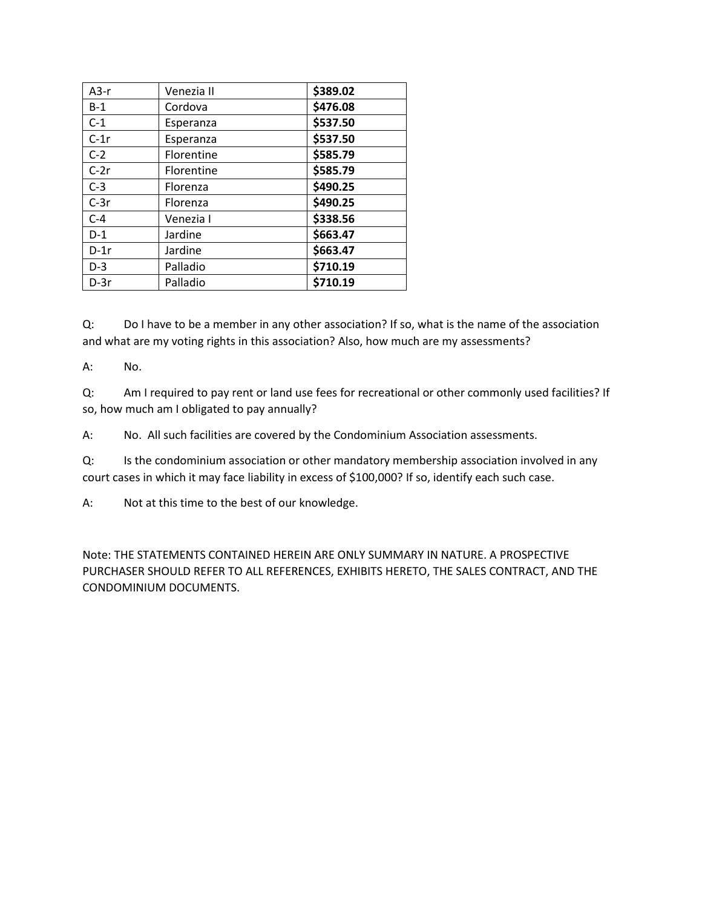| | | |
|---|---|---|
| A3-r | Venezia II | **$389.02** |
| B-1 | Cordova | **$476.08** |
| C-1 | Esperanza | **$537.50** |
| C-1r | Esperanza | **$537.50** |
| C-2 | Florentine | **$585.79** |
| C-2r | Florentine | **$585.79** |
| C-3 | Florenza | **$490.25** |
| C-3r | Florenza | **$490.25** |
| C-4 | Venezia I | **$338.56** |
| D-1 | Jardine | **$663.47** |
| D-1r | Jardine | **$663.47** |
| D-3 | Palladio | **$710.19** |
| D-3r | Palladio | **$710.19** |

Q: Do I have to be a member in any other association? If so, what is the name of the association and what are my voting rights in this association? Also, how much are my assessments?

A: No.

Q: Am I required to pay rent or land use fees for recreational or other commonly used facilities? If so, how much am I obligated to pay annually?

A: No. All such facilities are covered by the Condominium Association assessments.

Q: Is the condominium association or other mandatory membership association involved in any court cases in which it may face liability in excess of $100,000? If so, identify each such case.

A: Not at this time to the best of our knowledge.

Note: THE STATEMENTS CONTAINED HEREIN ARE ONLY SUMMARY IN NATURE. A PROSPECTIVE PURCHASER SHOULD REFER TO ALL REFERENCES, EXHIBITS HERETO, THE SALES CONTRACT, AND THE CONDOMINIUM DOCUMENTS.